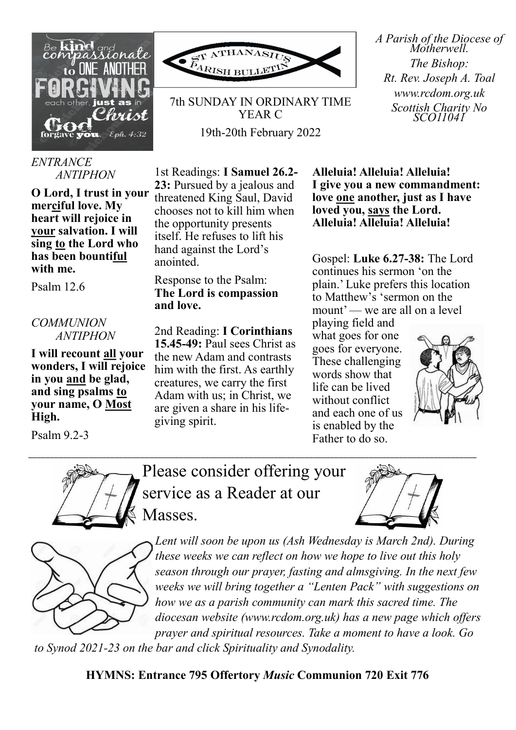ST ATHANASIUS PARISH BULLETIN

7th SUNDAY IN ORDINARY TIME
YEAR C

19th-20th February 2022

*A Parish of the Diocese of Motherwell.*
*The Bishop:*
*Rt. Rev. Joseph A. Toal*
*www.rcdom.org.uk*
*Scottish Charity No SCO11041*

*ENTRANCE ANTIPHON*

**O Lord, I trust in your merciful love. My heart will rejoice in your salvation. I will sing to the Lord who has been bountiful with me.**

Psalm 12.6

*COMMUNION ANTIPHON*

**I will recount all your wonders, I will rejoice in you and be glad, and sing psalms to your name, O Most High.**

Psalm 9.2-3

1st Readings: **I Samuel 26.2-23:** Pursued by a jealous and threatened King Saul, David chooses not to kill him when the opportunity presents itself. He refuses to lift his hand against the Lord's anointed.

Response to the Psalm: **The Lord is compassion and love.**

2nd Reading: **I Corinthians 15.45-49:** Paul sees Christ as the new Adam and contrasts him with the first. As earthly creatures, we carry the first Adam with us; in Christ, we are given a share in his life-giving spirit.

**Alleluia! Alleluia! Alleluia!**
**I give you a new commandment: love one another, just as I have loved you, says the Lord.**
**Alleluia! Alleluia! Alleluia!**

Gospel: **Luke 6.27-38:** The Lord continues his sermon 'on the plain.' Luke prefers this location to Matthew's 'sermon on the mount' — we are all on a level playing field and what goes for one goes for everyone. These challenging words show that life can be lived without conflict and each one of us is enabled by the Father to do so.

---

Please consider offering your service as a Reader at our Masses.

*Lent will soon be upon us (Ash Wednesday is March 2nd). During these weeks we can reflect on how we hope to live out this holy season through our prayer, fasting and almsgiving. In the next few weeks we will bring together a "Lenten Pack" with suggestions on how we as a parish community can mark this sacred time. The diocesan website (www.rcdom.org.uk) has a new page which offers prayer and spiritual resources. Take a moment to have a look. Go to Synod 2021-23 on the bar and click Spirituality and Synodality.*

**HYMNS: Entrance 795 Offertory *Music* Communion 720 Exit 776**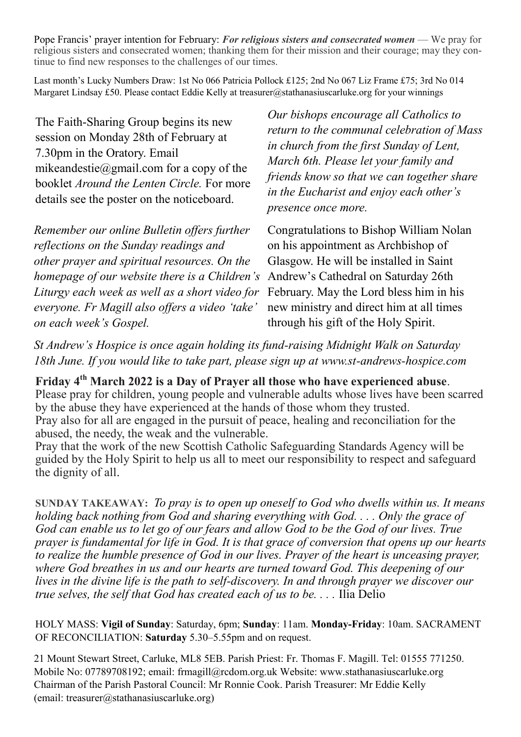Pope Francis' prayer intention for February: ***For religious sisters and consecrated women*** — We pray for religious sisters and consecrated women; thanking them for their mission and their courage; may they continue to find new responses to the challenges of our times.

Last month's Lucky Numbers Draw: 1st No 066 Patricia Pollock £125; 2nd No 067 Liz Frame £75; 3rd No 014 Margaret Lindsay £50. Please contact Eddie Kelly at treasurer@stathanasiuscarluke.org for your winnings

The Faith-Sharing Group begins its new session on Monday 28th of February at 7.30pm in the Oratory. Email mikeandestie@gmail.com for a copy of the booklet *Around the Lenten Circle.* For more details see the poster on the noticeboard.

*Remember our online Bulletin offers further reflections on the Sunday readings and other prayer and spiritual resources. On the homepage of our website there is a Children's Liturgy each week as well as a short video for everyone. Fr Magill also offers a video 'take' on each week's Gospel.*

*Our bishops encourage all Catholics to return to the communal celebration of Mass in church from the first Sunday of Lent, March 6th. Please let your family and friends know so that we can together share in the Eucharist and enjoy each other's presence once more.*

Congratulations to Bishop William Nolan on his appointment as Archbishop of Glasgow. He will be installed in Saint Andrew's Cathedral on Saturday 26th February. May the Lord bless him in his new ministry and direct him at all times through his gift of the Holy Spirit.

*St Andrew's Hospice is once again holding its fund-raising Midnight Walk on Saturday 18th June. If you would like to take part, please sign up at www.st-andrews-hospice.com*

**Friday 4th March 2022 is a Day of Prayer all those who have experienced abuse**.
Please pray for children, young people and vulnerable adults whose lives have been scarred by the abuse they have experienced at the hands of those whom they trusted.
Pray also for all are engaged in the pursuit of peace, healing and reconciliation for the abused, the needy, the weak and the vulnerable.
Pray that the work of the new Scottish Catholic Safeguarding Standards Agency will be guided by the Holy Spirit to help us all to meet our responsibility to respect and safeguard the dignity of all.

**SUNDAY TAKEAWAY:** *To pray is to open up oneself to God who dwells within us. It means holding back nothing from God and sharing everything with God. . . . Only the grace of God can enable us to let go of our fears and allow God to be the God of our lives. True prayer is fundamental for life in God. It is that grace of conversion that opens up our hearts to realize the humble presence of God in our lives. Prayer of the heart is unceasing prayer, where God breathes in us and our hearts are turned toward God. This deepening of our lives in the divine life is the path to self-discovery. In and through prayer we discover our true selves, the self that God has created each of us to be. . . .* Ilia Delio

HOLY MASS: **Vigil of Sunday**: Saturday, 6pm; **Sunday**: 11am. **Monday-Friday**: 10am. SACRAMENT OF RECONCILIATION: **Saturday** 5.30–5.55pm and on request.

21 Mount Stewart Street, Carluke, ML8 5EB. Parish Priest: Fr. Thomas F. Magill. Tel: 01555 771250. Mobile No: 07789708192; email: frmagill@rcdom.org.uk Website: www.stathanasiuscarluke.org
Chairman of the Parish Pastoral Council: Mr Ronnie Cook. Parish Treasurer: Mr Eddie Kelly (email: treasurer@stathanasiuscarluke.org)